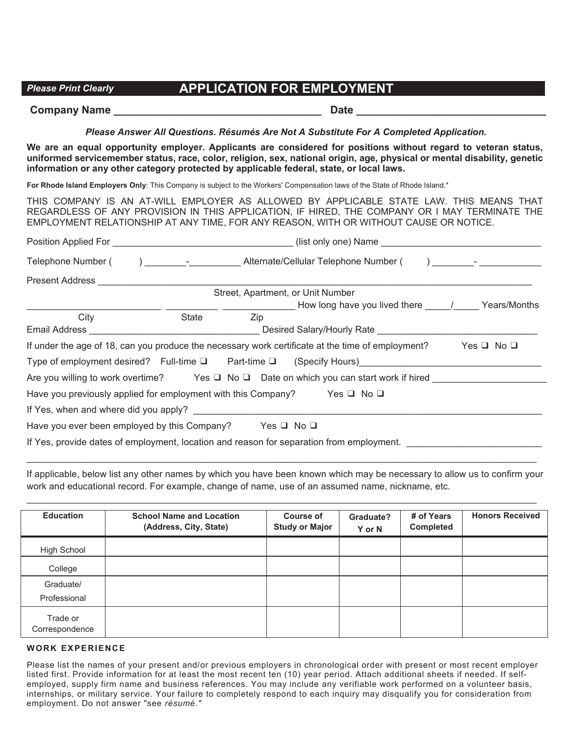*Please Print Clearly* **APPLICATION FOR EMPLOYMENT**

**Company Name** ___________________________________ **Date** ________________________________

***Please Answer All Questions. Résumés Are Not A Substitute For A Completed Application.***

**We are an equal opportunity employer. Applicants are considered for positions without regard to veteran status, uniformed servicemember status, race, color, religion, sex, national origin, age, physical or mental disability, genetic information or any other category protected by applicable federal, state, or local laws.**

**For Rhode Island Employers Only**: This Company is subject to the Workers' Compensation laws of the State of Rhode Island.*

THIS COMPANY IS AN AT-WILL EMPLOYER AS ALLOWED BY APPLICABLE STATE LAW. THIS MEANS THAT REGARDLESS OF ANY PROVISION IN THIS APPLICATION, IF HIRED, THE COMPANY OR I MAY TERMINATE THE EMPLOYMENT RELATIONSHIP AT ANY TIME, FOR ANY REASON, WITH OR WITHOUT CAUSE OR NOTICE.

Position Applied For __________________________________ (list only one) Name ______________________________

Telephone Number (      ) ________-__________ Alternate/Cellular Telephone Number (      ) ________- ____________

Present Address ________________________________________________________________________________
Street, Apartment, or Unit Number

_________________________ __________ _____________ How long have you lived there _____/_____ Years/Months
City State Zip

Email Address ________________________________ Desired Salary/Hourly Rate ______________________________

If under the age of 18, can you produce the necessary work certificate at the time of employment? Yes ❑ No ❑

Type of employment desired? Full-time ❑ Part-time ❑ (Specify Hours)__________________________________

Are you willing to work overtime? Yes ❑ No ❑ Date on which you can start work if hired _____________________

Have you previously applied for employment with this Company? Yes ❑ No ❑

If Yes, when and where did you apply? ___________________________________________________________________

Have you ever been employed by this Company? Yes ❑ No ❑

If Yes, provide dates of employment, location and reason for separation from employment. _________________________

_____________________________________________________________________________________________________

If applicable, below list any other names by which you have been known which may be necessary to allow us to confirm your work and educational record. For example, change of name, use of an assumed name, nickname, etc.

_____________________________________________________________________________________________________

| Education | School Name and Location (Address, City, State) | Course of Study or Major | Graduate? Y or N | # of Years Completed | Honors Received |
|---|---|---|---|---|---|
| High School | | | | | |
| College | | | | | |
| Graduate/ Professional | | | | | |
| Trade or Correspondence | | | | | |

**WORK EXPERIENCE**

Please list the names of your present and/or previous employers in chronological order with present or most recent employer listed first. Provide information for at least the most recent ten (10) year period. Attach additional sheets if needed. If self-employed, supply firm name and business references. You may include any verifiable work performed on a volunteer basis, internships, or military service. Your failure to completely respond to each inquiry may disqualify you for consideration from employment. Do not answer "see *résumé.*"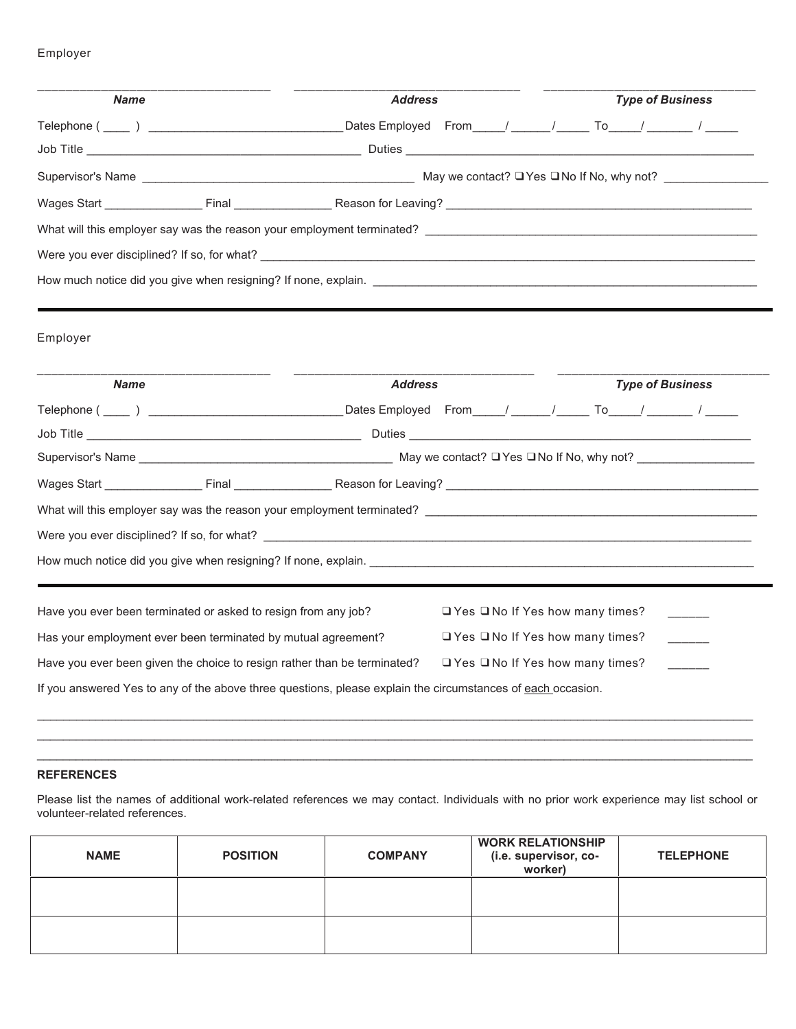Employer

\_\_\_\_\_\_\_\_\_\_\_\_\_\_\_\_\_\_\_\_\_\_\_\_\_\_\_\_\_\_\_\_\_\_ \_\_\_\_\_\_\_\_\_\_\_\_\_\_\_\_\_\_\_\_\_\_\_\_\_\_\_\_\_\_\_\_\_\_ \_\_\_\_\_\_\_\_\_\_\_\_\_\_\_\_\_\_\_\_\_\_\_\_\_\_\_\_\_\_\_\_

***Name*** ***Address*** ***Type of Business***

Telephone ( \_\_\_\_ ) \_\_\_\_\_\_\_\_\_\_\_\_\_\_\_\_\_\_\_\_\_\_\_\_\_\_\_\_\_\_ Dates Employed From\_\_\_\_\_/ \_\_\_\_\_\_/\_\_\_\_\_ To\_\_\_\_\_/ \_\_\_\_\_\_\_ / \_\_\_\_\_

Job Title \_\_\_\_\_\_\_\_\_\_\_\_\_\_\_\_\_\_\_\_\_\_\_\_\_\_\_\_\_\_\_\_\_\_\_\_\_\_\_\_\_\_ Duties \_\_\_\_\_\_\_\_\_\_\_\_\_\_\_\_\_\_\_\_\_\_\_\_\_\_\_\_\_\_\_\_\_\_\_\_\_\_\_\_\_\_\_\_\_\_\_\_\_\_\_\_\_\_\_

Supervisor's Name \_\_\_\_\_\_\_\_\_\_\_\_\_\_\_\_\_\_\_\_\_\_\_\_\_\_\_\_\_\_\_\_\_\_\_\_\_\_\_\_\_\_\_ May we contact? ❑ Yes ❑ No If No, why not? \_\_\_\_\_\_\_\_\_\_\_\_\_\_\_\_

Wages Start \_\_\_\_\_\_\_\_\_\_\_\_\_\_\_ Final \_\_\_\_\_\_\_\_\_\_\_\_\_\_\_ Reason for Leaving? \_\_\_\_\_\_\_\_\_\_\_\_\_\_\_\_\_\_\_\_\_\_\_\_\_\_\_\_\_\_\_\_\_\_\_\_\_\_\_\_\_\_\_\_\_\_\_\_

What will this employer say was the reason your employment terminated? \_\_\_\_\_\_\_\_\_\_\_\_\_\_\_\_\_\_\_\_\_\_\_\_\_\_\_\_\_\_\_\_\_\_\_\_\_\_\_\_\_\_\_\_\_\_\_\_\_\_\_

Were you ever disciplined? If so, for what? \_\_\_\_\_\_\_\_\_\_\_\_\_\_\_\_\_\_\_\_\_\_\_\_\_\_\_\_\_\_\_\_\_\_\_\_\_\_\_\_\_\_\_\_\_\_\_\_\_\_\_\_\_\_\_\_\_\_\_\_\_\_\_\_\_\_\_\_\_\_\_\_\_\_\_\_\_\_\_\_\_

How much notice did you give when resigning? If none, explain. \_\_\_\_\_\_\_\_\_\_\_\_\_\_\_\_\_\_\_\_\_\_\_\_\_\_\_\_\_\_\_\_\_\_\_\_\_\_\_\_\_\_\_\_\_\_\_\_\_\_\_\_\_\_\_\_\_\_\_\_\_

---

Employer

\_\_\_\_\_\_\_\_\_\_\_\_\_\_\_\_\_\_\_\_\_\_\_\_\_\_\_\_\_\_\_\_\_\_ \_\_\_\_\_\_\_\_\_\_\_\_\_\_\_\_\_\_\_\_\_\_\_\_\_\_\_\_\_\_\_\_\_\_\_\_ \_\_\_\_\_\_\_\_\_\_\_\_\_\_\_\_\_\_\_\_\_\_\_\_\_\_\_\_\_\_\_\_

***Name*** ***Address*** ***Type of Business***

Telephone ( \_\_\_\_ ) \_\_\_\_\_\_\_\_\_\_\_\_\_\_\_\_\_\_\_\_\_\_\_\_\_\_\_\_\_\_ Dates Employed From\_\_\_\_\_/ \_\_\_\_\_\_/\_\_\_\_\_ To\_\_\_\_\_/ \_\_\_\_\_\_\_ / \_\_\_\_\_

Job Title \_\_\_\_\_\_\_\_\_\_\_\_\_\_\_\_\_\_\_\_\_\_\_\_\_\_\_\_\_\_\_\_\_\_\_\_\_\_\_\_\_\_ Duties \_\_\_\_\_\_\_\_\_\_\_\_\_\_\_\_\_\_\_\_\_\_\_\_\_\_\_\_\_\_\_\_\_\_\_\_\_\_\_\_\_\_\_\_\_\_\_\_\_\_\_\_\_\_

Supervisor's Name \_\_\_\_\_\_\_\_\_\_\_\_\_\_\_\_\_\_\_\_\_\_\_\_\_\_\_\_\_\_\_\_\_\_\_\_\_\_\_\_ May we contact? ❑ Yes ❑ No If No, why not? \_\_\_\_\_\_\_\_\_\_\_\_\_\_\_\_\_\_

Wages Start \_\_\_\_\_\_\_\_\_\_\_\_\_\_\_ Final \_\_\_\_\_\_\_\_\_\_\_\_\_\_\_ Reason for Leaving? \_\_\_\_\_\_\_\_\_\_\_\_\_\_\_\_\_\_\_\_\_\_\_\_\_\_\_\_\_\_\_\_\_\_\_\_\_\_\_\_\_\_\_\_\_\_\_\_\_

What will this employer say was the reason your employment terminated? \_\_\_\_\_\_\_\_\_\_\_\_\_\_\_\_\_\_\_\_\_\_\_\_\_\_\_\_\_\_\_\_\_\_\_\_\_\_\_\_\_\_\_\_\_\_\_\_\_\_\_

Were you ever disciplined? If so, for what? \_\_\_\_\_\_\_\_\_\_\_\_\_\_\_\_\_\_\_\_\_\_\_\_\_\_\_\_\_\_\_\_\_\_\_\_\_\_\_\_\_\_\_\_\_\_\_\_\_\_\_\_\_\_\_\_\_\_\_\_\_\_\_\_\_\_\_\_\_\_\_\_\_\_\_\_\_\_\_

How much notice did you give when resigning? If none, explain. \_\_\_\_\_\_\_\_\_\_\_\_\_\_\_\_\_\_\_\_\_\_\_\_\_\_\_\_\_\_\_\_\_\_\_\_\_\_\_\_\_\_\_\_\_\_\_\_\_\_\_\_\_\_\_\_\_\_\_\_

---

Have you ever been terminated or asked to resign from any job? ❑ Yes ❑ No If Yes how many times? \_\_\_\_\_\_

Has your employment ever been terminated by mutual agreement? ❑ Yes ❑ No If Yes how many times? \_\_\_\_\_\_

Have you ever been given the choice to resign rather than be terminated? ❑ Yes ❑ No If Yes how many times? \_\_\_\_\_\_

If you answered Yes to any of the above three questions, please explain the circumstances of <u>each</u> occasion.

\_\_\_\_\_\_\_\_\_\_\_\_\_\_\_\_\_\_\_\_\_\_\_\_\_\_\_\_\_\_\_\_\_\_\_\_\_\_\_\_\_\_\_\_\_\_\_\_\_\_\_\_\_\_\_\_\_\_\_\_\_\_\_\_\_\_\_\_\_\_\_\_\_\_\_\_\_\_\_\_\_\_\_\_\_\_\_\_\_\_\_\_\_\_\_\_\_\_\_\_\_\_\_\_\_\_\_\_\_\_

\_\_\_\_\_\_\_\_\_\_\_\_\_\_\_\_\_\_\_\_\_\_\_\_\_\_\_\_\_\_\_\_\_\_\_\_\_\_\_\_\_\_\_\_\_\_\_\_\_\_\_\_\_\_\_\_\_\_\_\_\_\_\_\_\_\_\_\_\_\_\_\_\_\_\_\_\_\_\_\_\_\_\_\_\_\_\_\_\_\_\_\_\_\_\_\_\_\_\_\_\_\_\_\_\_\_\_\_\_\_

\_\_\_\_\_\_\_\_\_\_\_\_\_\_\_\_\_\_\_\_\_\_\_\_\_\_\_\_\_\_\_\_\_\_\_\_\_\_\_\_\_\_\_\_\_\_\_\_\_\_\_\_\_\_\_\_\_\_\_\_\_\_\_\_\_\_\_\_\_\_\_\_\_\_\_\_\_\_\_\_\_\_\_\_\_\_\_\_\_\_\_\_\_\_\_\_\_\_\_\_\_\_\_\_\_\_\_\_\_\_

**REFERENCES**

Please list the names of additional work-related references we may contact. Individuals with no prior work experience may list school or volunteer-related references.

| NAME | POSITION | COMPANY | WORK RELATIONSHIP (i.e. supervisor, co-worker) | TELEPHONE |
|---|---|---|---|---|
| | | | | |
| | | | | |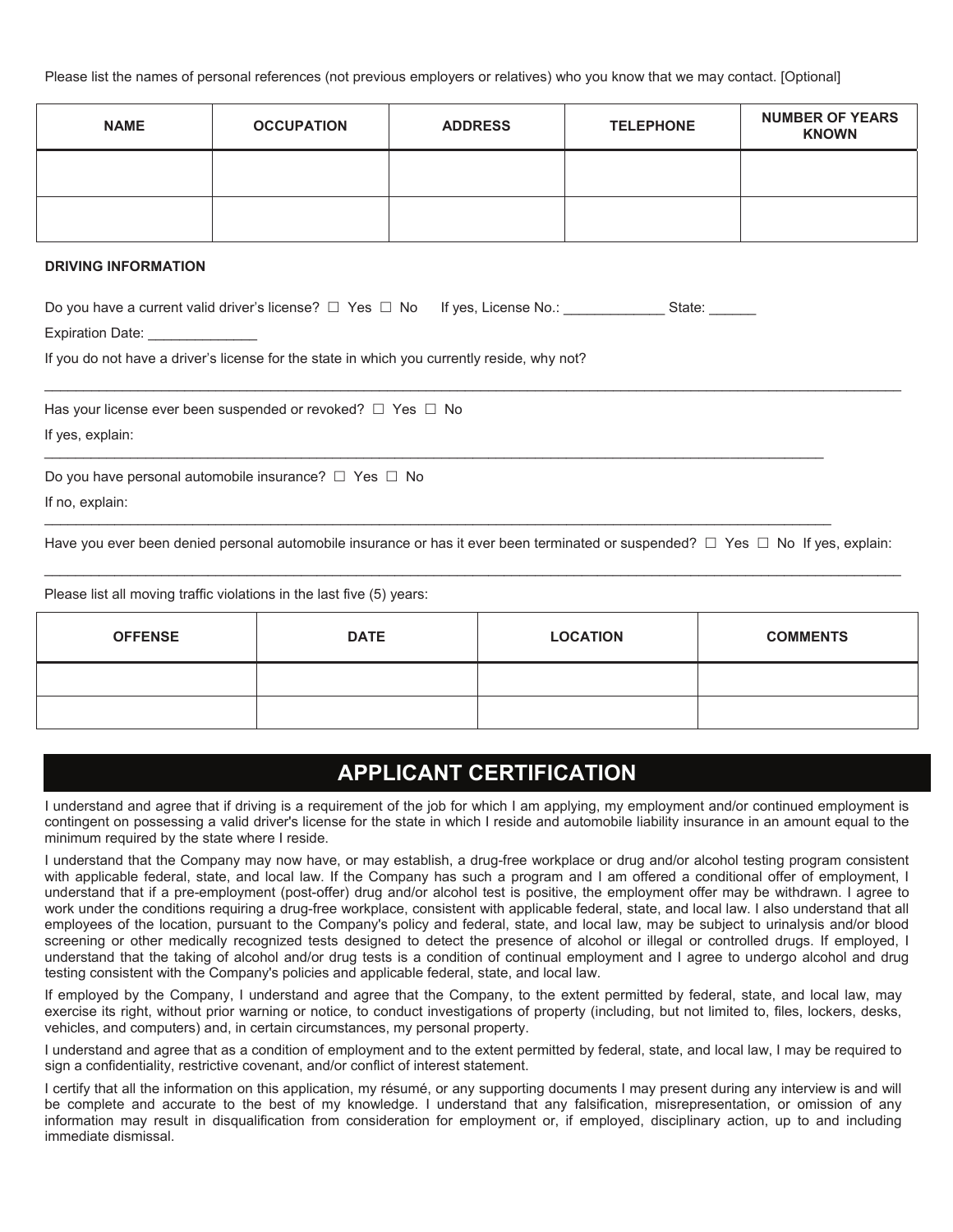Please list the names of personal references (not previous employers or relatives) who you know that we may contact. [Optional]

| NAME | OCCUPATION | ADDRESS | TELEPHONE | NUMBER OF YEARS KNOWN |
| --- | --- | --- | --- | --- |
| | | | | |
| | | | | |

**DRIVING INFORMATION**

Do you have a current valid driver's license? ☐ Yes ☐ No If yes, License No.: _____________ State: ______

Expiration Date: ______________

If you do not have a driver's license for the state in which you currently reside, why not?

_______________________________________________________________________________________________

Has your license ever been suspended or revoked? ☐ Yes ☐ No

If yes, explain:

_______________________________________________________________________________________________

Do you have personal automobile insurance? ☐ Yes ☐ No

If no, explain:

_______________________________________________________________________________________________

Have you ever been denied personal automobile insurance or has it ever been terminated or suspended? ☐ Yes ☐ No If yes, explain:

_______________________________________________________________________________________________

Please list all moving traffic violations in the last five (5) years:

| OFFENSE | DATE | LOCATION | COMMENTS |
| --- | --- | --- | --- |
| | | | |
| | | | |

## APPLICANT CERTIFICATION

I understand and agree that if driving is a requirement of the job for which I am applying, my employment and/or continued employment is contingent on possessing a valid driver's license for the state in which I reside and automobile liability insurance in an amount equal to the minimum required by the state where I reside.

I understand that the Company may now have, or may establish, a drug-free workplace or drug and/or alcohol testing program consistent with applicable federal, state, and local law. If the Company has such a program and I am offered a conditional offer of employment, I understand that if a pre-employment (post-offer) drug and/or alcohol test is positive, the employment offer may be withdrawn. I agree to work under the conditions requiring a drug-free workplace, consistent with applicable federal, state, and local law. I also understand that all employees of the location, pursuant to the Company's policy and federal, state, and local law, may be subject to urinalysis and/or blood screening or other medically recognized tests designed to detect the presence of alcohol or illegal or controlled drugs. If employed, I understand that the taking of alcohol and/or drug tests is a condition of continual employment and I agree to undergo alcohol and drug testing consistent with the Company's policies and applicable federal, state, and local law.

If employed by the Company, I understand and agree that the Company, to the extent permitted by federal, state, and local law, may exercise its right, without prior warning or notice, to conduct investigations of property (including, but not limited to, files, lockers, desks, vehicles, and computers) and, in certain circumstances, my personal property.

I understand and agree that as a condition of employment and to the extent permitted by federal, state, and local law, I may be required to sign a confidentiality, restrictive covenant, and/or conflict of interest statement.

I certify that all the information on this application, my résumé, or any supporting documents I may present during any interview is and will be complete and accurate to the best of my knowledge. I understand that any falsification, misrepresentation, or omission of any information may result in disqualification from consideration for employment or, if employed, disciplinary action, up to and including immediate dismissal.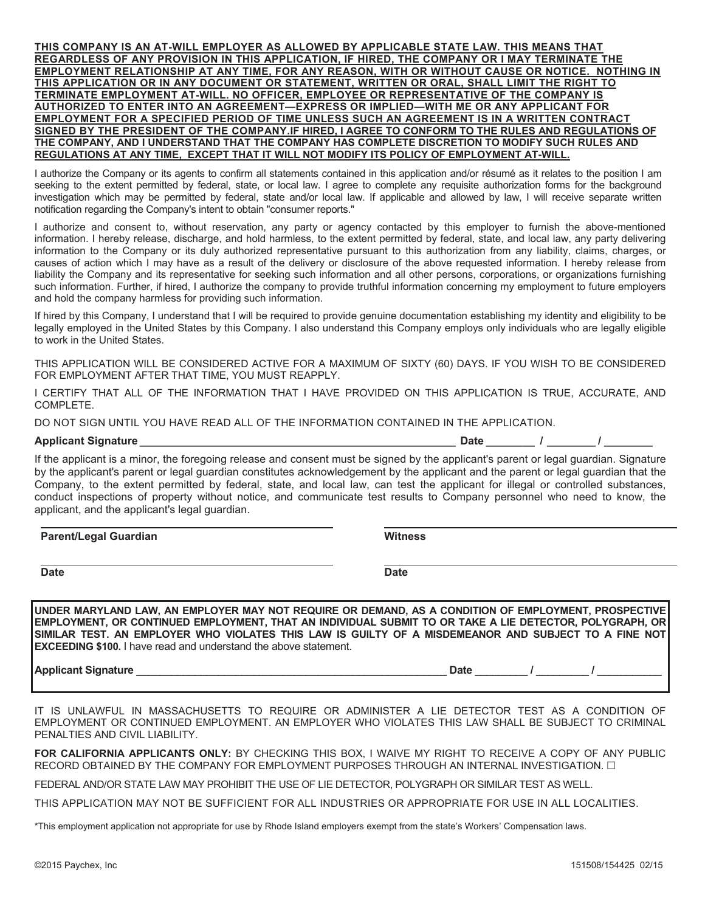**THIS COMPANY IS AN AT-WILL EMPLOYER AS ALLOWED BY APPLICABLE STATE LAW. THIS MEANS THAT REGARDLESS OF ANY PROVISION IN THIS APPLICATION, IF HIRED, THE COMPANY OR I MAY TERMINATE THE EMPLOYMENT RELATIONSHIP AT ANY TIME, FOR ANY REASON, WITH OR WITHOUT CAUSE OR NOTICE. NOTHING IN THIS APPLICATION OR IN ANY DOCUMENT OR STATEMENT, WRITTEN OR ORAL, SHALL LIMIT THE RIGHT TO TERMINATE EMPLOYMENT AT-WILL. NO OFFICER, EMPLOYEE OR REPRESENTATIVE OF THE COMPANY IS AUTHORIZED TO ENTER INTO AN AGREEMENT—EXPRESS OR IMPLIED—WITH ME OR ANY APPLICANT FOR EMPLOYMENT FOR A SPECIFIED PERIOD OF TIME UNLESS SUCH AN AGREEMENT IS IN A WRITTEN CONTRACT SIGNED BY THE PRESIDENT OF THE COMPANY.IF HIRED, I AGREE TO CONFORM TO THE RULES AND REGULATIONS OF THE COMPANY, AND I UNDERSTAND THAT THE COMPANY HAS COMPLETE DISCRETION TO MODIFY SUCH RULES AND REGULATIONS AT ANY TIME, EXCEPT THAT IT WILL NOT MODIFY ITS POLICY OF EMPLOYMENT AT-WILL.**

I authorize the Company or its agents to confirm all statements contained in this application and/or résumé as it relates to the position I am seeking to the extent permitted by federal, state, or local law. I agree to complete any requisite authorization forms for the background investigation which may be permitted by federal, state and/or local law. If applicable and allowed by law, I will receive separate written notification regarding the Company's intent to obtain "consumer reports."

I authorize and consent to, without reservation, any party or agency contacted by this employer to furnish the above-mentioned information. I hereby release, discharge, and hold harmless, to the extent permitted by federal, state, and local law, any party delivering information to the Company or its duly authorized representative pursuant to this authorization from any liability, claims, charges, or causes of action which I may have as a result of the delivery or disclosure of the above requested information. I hereby release from liability the Company and its representative for seeking such information and all other persons, corporations, or organizations furnishing such information. Further, if hired, I authorize the company to provide truthful information concerning my employment to future employers and hold the company harmless for providing such information.

If hired by this Company, I understand that I will be required to provide genuine documentation establishing my identity and eligibility to be legally employed in the United States by this Company. I also understand this Company employs only individuals who are legally eligible to work in the United States.

THIS APPLICATION WILL BE CONSIDERED ACTIVE FOR A MAXIMUM OF SIXTY (60) DAYS. IF YOU WISH TO BE CONSIDERED FOR EMPLOYMENT AFTER THAT TIME, YOU MUST REAPPLY.

I CERTIFY THAT ALL OF THE INFORMATION THAT I HAVE PROVIDED ON THIS APPLICATION IS TRUE, ACCURATE, AND COMPLETE.

DO NOT SIGN UNTIL YOU HAVE READ ALL OF THE INFORMATION CONTAINED IN THE APPLICATION.

**Applicant Signature** ______________________________________________ **Date** ________ / ________ / ________

If the applicant is a minor, the foregoing release and consent must be signed by the applicant's parent or legal guardian. Signature by the applicant's parent or legal guardian constitutes acknowledgement by the applicant and the parent or legal guardian that the Company, to the extent permitted by federal, state, and local law, can test the applicant for illegal or controlled substances, conduct inspections of property without notice, and communicate test results to Company personnel who need to know, the applicant, and the applicant's legal guardian.

| | |
|---|---|
| ______________________________ | ______________________________ |
| **Parent/Legal Guardian** | **Witness** |
| ______________________________ | ______________________________ |
| **Date** | **Date** |

**UNDER MARYLAND LAW, AN EMPLOYER MAY NOT REQUIRE OR DEMAND, AS A CONDITION OF EMPLOYMENT, PROSPECTIVE EMPLOYMENT, OR CONTINUED EMPLOYMENT, THAT AN INDIVIDUAL SUBMIT TO OR TAKE A LIE DETECTOR, POLYGRAPH, OR SIMILAR TEST. AN EMPLOYER WHO VIOLATES THIS LAW IS GUILTY OF A MISDEMEANOR AND SUBJECT TO A FINE NOT EXCEEDING $100.** I have read and understand the above statement.

**Applicant Signature** ______________________________________________ **Date** ________ / ________ / __________

IT IS UNLAWFUL IN MASSACHUSETTS TO REQUIRE OR ADMINISTER A LIE DETECTOR TEST AS A CONDITION OF EMPLOYMENT OR CONTINUED EMPLOYMENT. AN EMPLOYER WHO VIOLATES THIS LAW SHALL BE SUBJECT TO CRIMINAL PENALTIES AND CIVIL LIABILITY.

**FOR CALIFORNIA APPLICANTS ONLY:** BY CHECKING THIS BOX, I WAIVE MY RIGHT TO RECEIVE A COPY OF ANY PUBLIC RECORD OBTAINED BY THE COMPANY FOR EMPLOYMENT PURPOSES THROUGH AN INTERNAL INVESTIGATION. ☐

FEDERAL AND/OR STATE LAW MAY PROHIBIT THE USE OF LIE DETECTOR, POLYGRAPH OR SIMILAR TEST AS WELL.

THIS APPLICATION MAY NOT BE SUFFICIENT FOR ALL INDUSTRIES OR APPROPRIATE FOR USE IN ALL LOCALITIES.

*This employment application not appropriate for use by Rhode Island employers exempt from the state's Workers' Compensation laws.

©2015 Paychex, Inc 151508/154425 02/15